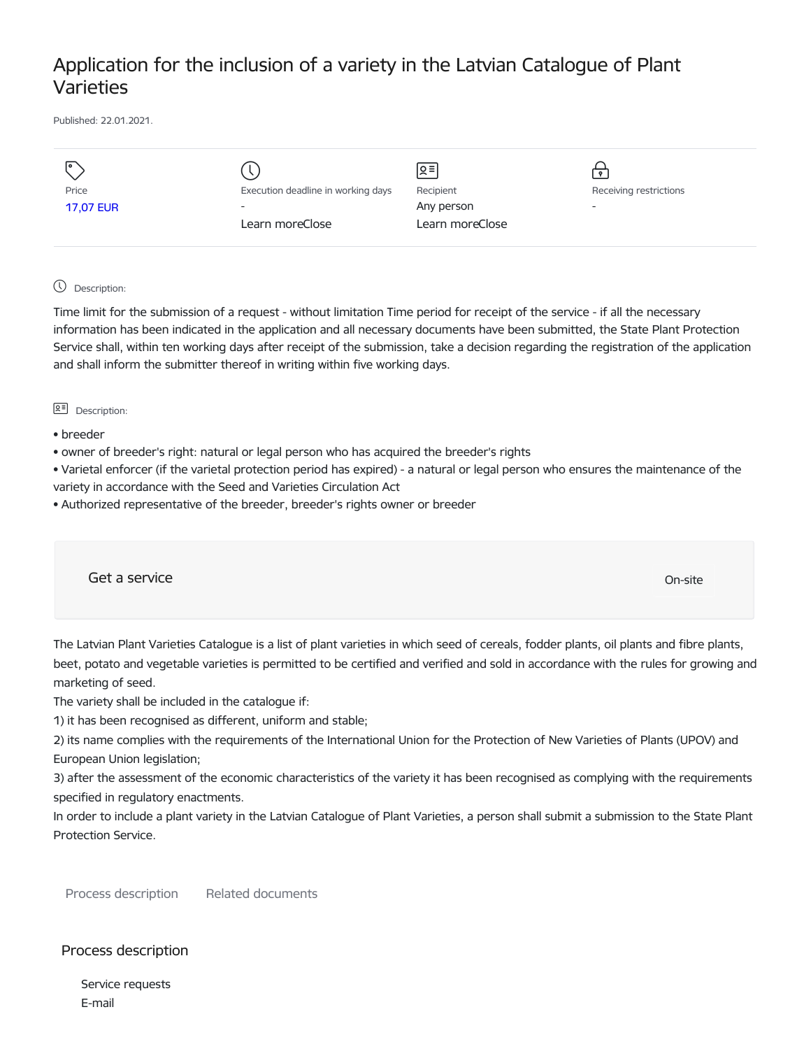# Application for the inclusion of a variety in the Latvian Catalogue of Plant Varieties

Published: 22.01.2021.

| Price | Execution deadline in working days | Recipient | Receiving restrictions |
| --- | --- | --- | --- |
| 17,07 EUR | - | Any person | - |
| | Learn moreClose | Learn moreClose | |

Description:

Time limit for the submission of a request - without limitation Time period for receipt of the service - if all the necessary information has been indicated in the application and all necessary documents have been submitted, the State Plant Protection Service shall, within ten working days after receipt of the submission, take a decision regarding the registration of the application and shall inform the submitter thereof in writing within five working days.

Description:

- breeder
- owner of breeder's right: natural or legal person who has acquired the breeder's rights
- Varietal enforcer (if the varietal protection period has expired) - a natural or legal person who ensures the maintenance of the variety in accordance with the Seed and Varieties Circulation Act
- Authorized representative of the breeder, breeder's rights owner or breeder

Get a service

On-site

The Latvian Plant Varieties Catalogue is a list of plant varieties in which seed of cereals, fodder plants, oil plants and fibre plants, beet, potato and vegetable varieties is permitted to be certified and verified and sold in accordance with the rules for growing and marketing of seed.

The variety shall be included in the catalogue if:

1) it has been recognised as different, uniform and stable;

2) its name complies with the requirements of the International Union for the Protection of New Varieties of Plants (UPOV) and European Union legislation;

3) after the assessment of the economic characteristics of the variety it has been recognised as complying with the requirements specified in regulatory enactments.

In order to include a plant variety in the Latvian Catalogue of Plant Varieties, a person shall submit a submission to the State Plant Protection Service.

Process description    Related documents

## Process description

Service requests

E-mail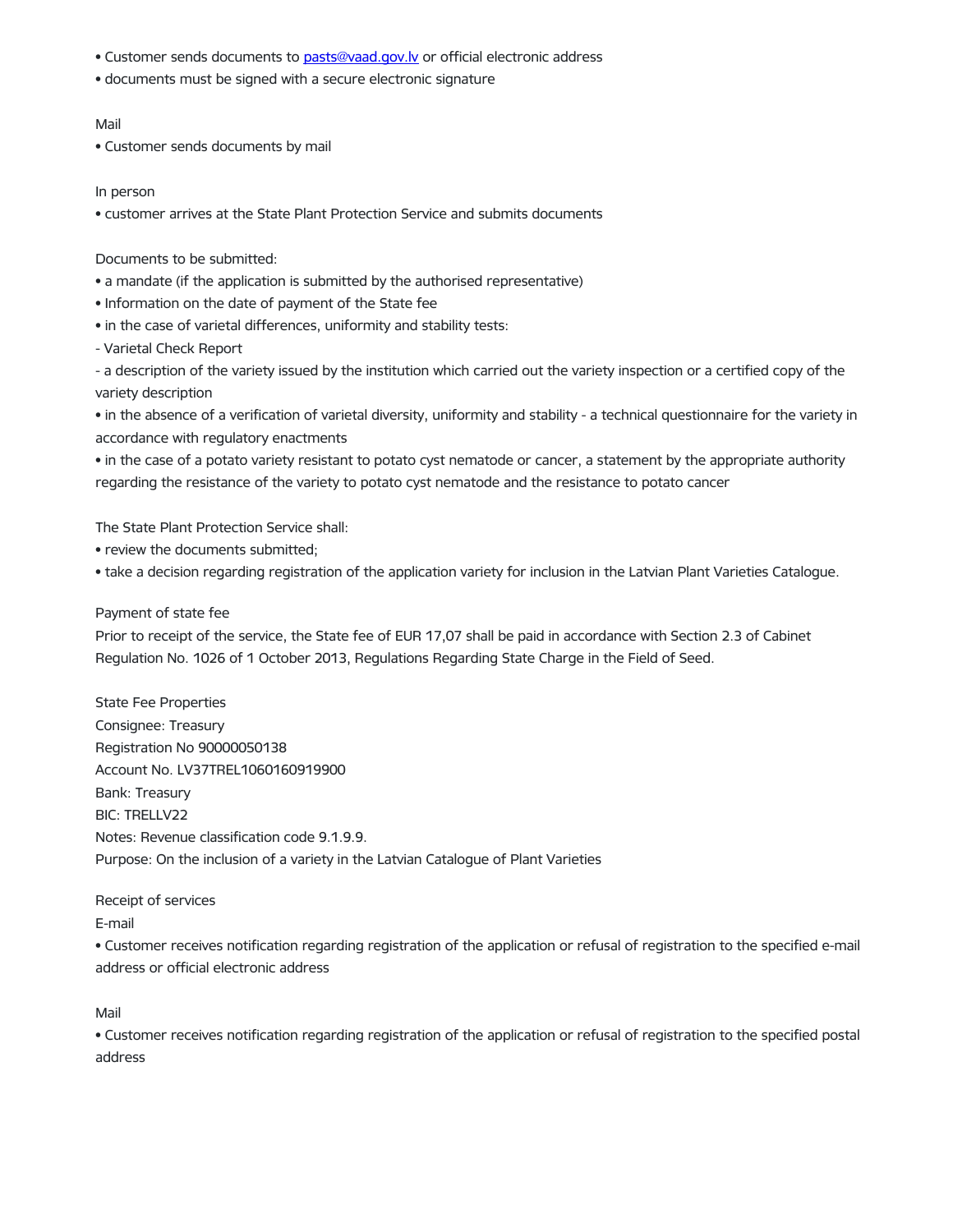- Customer sends documents to pasts@vaad.gov.lv or official electronic address
- documents must be signed with a secure electronic signature

Mail

- Customer sends documents by mail

In person

- customer arrives at the State Plant Protection Service and submits documents

Documents to be submitted:

- a mandate (if the application is submitted by the authorised representative)
- Information on the date of payment of the State fee
- in the case of varietal differences, uniformity and stability tests:

- Varietal Check Report

- a description of the variety issued by the institution which carried out the variety inspection or a certified copy of the variety description

- in the absence of a verification of varietal diversity, uniformity and stability - a technical questionnaire for the variety in accordance with regulatory enactments
- in the case of a potato variety resistant to potato cyst nematode or cancer, a statement by the appropriate authority regarding the resistance of the variety to potato cyst nematode and the resistance to potato cancer

The State Plant Protection Service shall:

- review the documents submitted;
- take a decision regarding registration of the application variety for inclusion in the Latvian Plant Varieties Catalogue.

Payment of state fee

Prior to receipt of the service, the State fee of EUR 17,07 shall be paid in accordance with Section 2.3 of Cabinet Regulation No. 1026 of 1 October 2013, Regulations Regarding State Charge in the Field of Seed.

State Fee Properties

Consignee: Treasury

Registration No 90000050138

Account No. LV37TREL1060160919900

Bank: Treasury

BIC: TRELLV22

Notes: Revenue classification code 9.1.9.9.

Purpose: On the inclusion of a variety in the Latvian Catalogue of Plant Varieties

Receipt of services

E-mail

- Customer receives notification regarding registration of the application or refusal of registration to the specified e-mail address or official electronic address

Mail

- Customer receives notification regarding registration of the application or refusal of registration to the specified postal address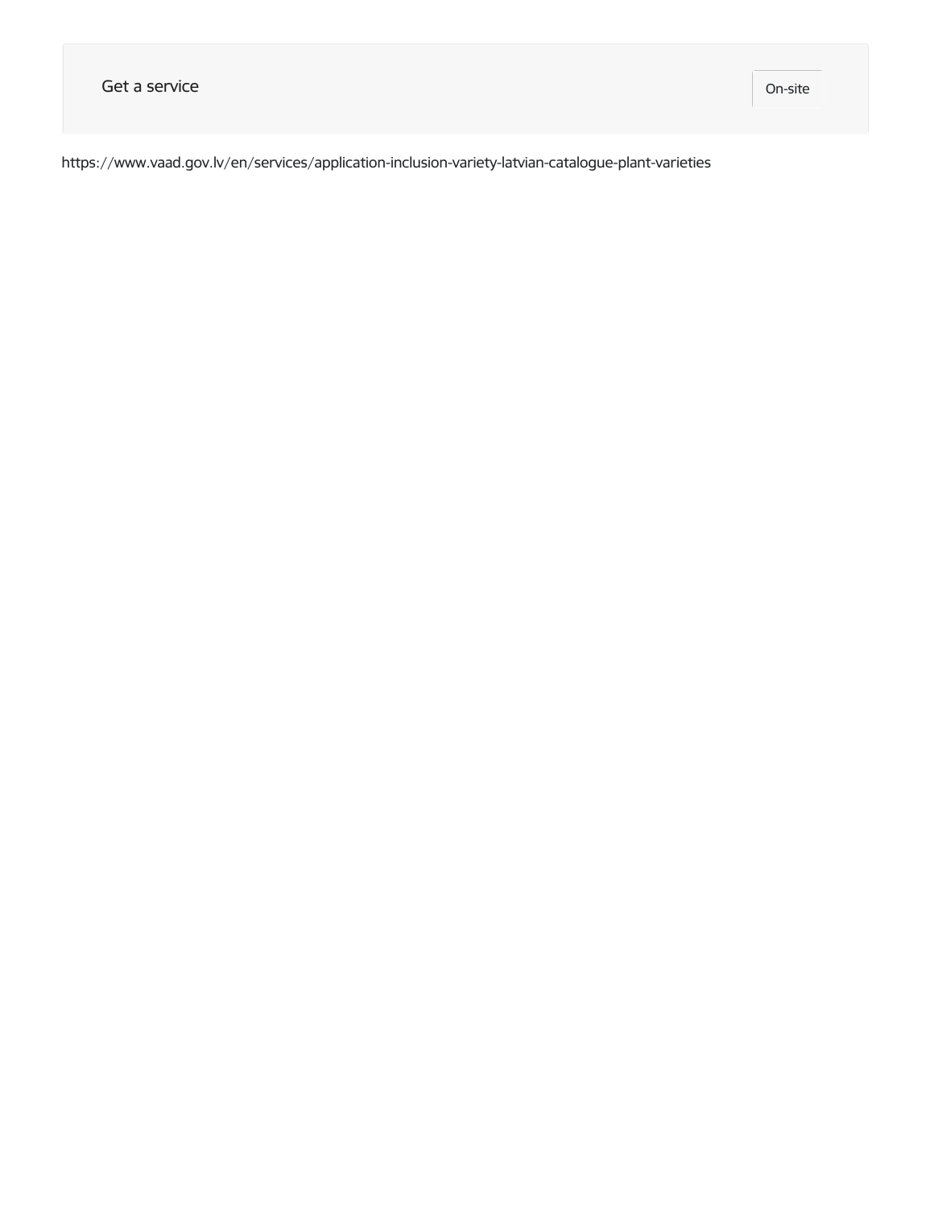Get a service

On-site

https://www.vaad.gov.lv/en/services/application-inclusion-variety-latvian-catalogue-plant-varieties